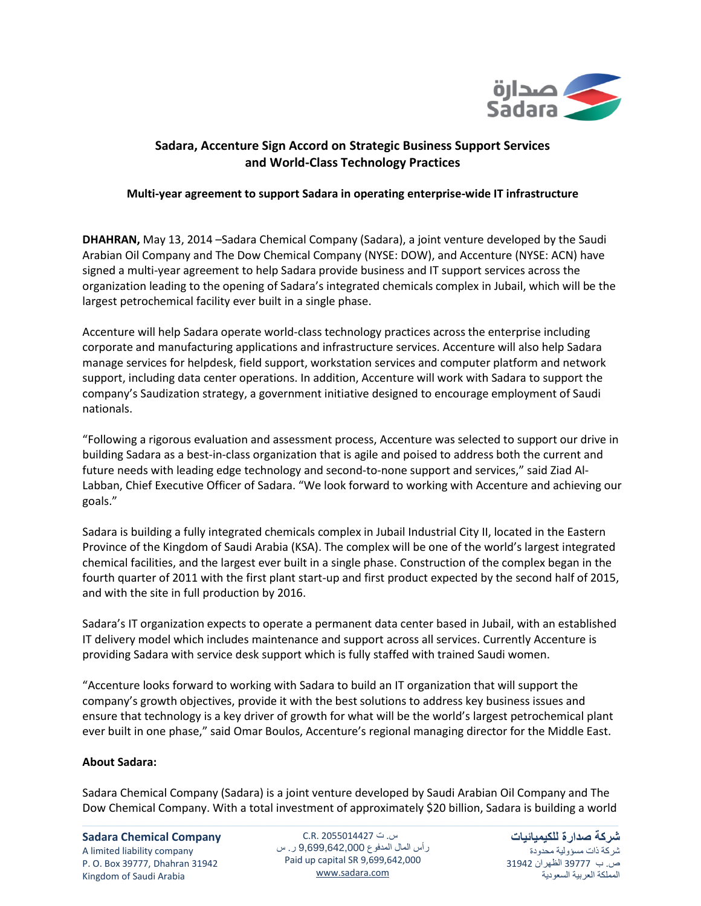# Sadara, Accenture Sign Accord on Strategic Business Support Services and World-Class Technology Practices

## Multi-year agreement to support Sadara in operating enterprise-wide IT infrastructure

**DHAHRAN,** May 13, 2014 –Sadara Chemical Company (Sadara), a joint venture developed by the Saudi Arabian Oil Company and The Dow Chemical Company (NYSE: DOW), and Accenture (NYSE: ACN) have signed a multi-year agreement to help Sadara provide business and IT support services across the organization leading to the opening of Sadara's integrated chemicals complex in Jubail, which will be the largest petrochemical facility ever built in a single phase.

Accenture will help Sadara operate world-class technology practices across the enterprise including corporate and manufacturing applications and infrastructure services. Accenture will also help Sadara manage services for helpdesk, field support, workstation services and computer platform and network support, including data center operations. In addition, Accenture will work with Sadara to support the company's Saudization strategy, a government initiative designed to encourage employment of Saudi nationals.

"Following a rigorous evaluation and assessment process, Accenture was selected to support our drive in building Sadara as a best-in-class organization that is agile and poised to address both the current and future needs with leading edge technology and second-to-none support and services," said Ziad Al-Labban, Chief Executive Officer of Sadara. "We look forward to working with Accenture and achieving our goals."

Sadara is building a fully integrated chemicals complex in Jubail Industrial City II, located in the Eastern Province of the Kingdom of Saudi Arabia (KSA). The complex will be one of the world's largest integrated chemical facilities, and the largest ever built in a single phase. Construction of the complex began in the fourth quarter of 2011 with the first plant start-up and first product expected by the second half of 2015, and with the site in full production by 2016.

Sadara's IT organization expects to operate a permanent data center based in Jubail, with an established IT delivery model which includes maintenance and support across all services. Currently Accenture is providing Sadara with service desk support which is fully staffed with trained Saudi women.

"Accenture looks forward to working with Sadara to build an IT organization that will support the company's growth objectives, provide it with the best solutions to address key business issues and ensure that technology is a key driver of growth for what will be the world's largest petrochemical plant ever built in one phase," said Omar Boulos, Accenture's regional managing director for the Middle East.

**About Sadara:**

Sadara Chemical Company (Sadara) is a joint venture developed by Saudi Arabian Oil Company and The Dow Chemical Company. With a total investment of approximately $20 billion, Sadara is building a world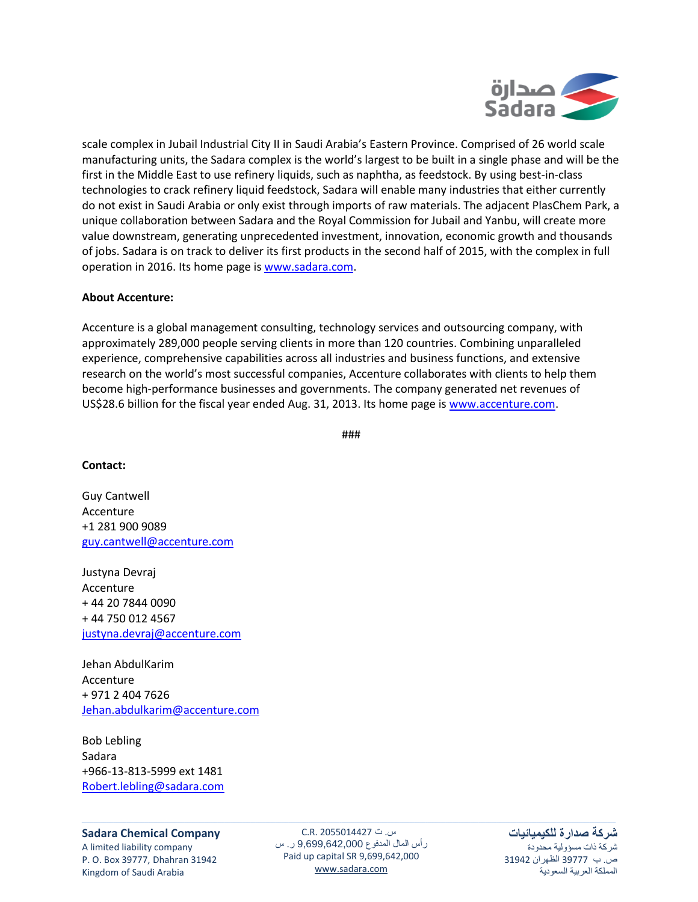scale complex in Jubail Industrial City II in Saudi Arabia's Eastern Province. Comprised of 26 world scale manufacturing units, the Sadara complex is the world's largest to be built in a single phase and will be the first in the Middle East to use refinery liquids, such as naphtha, as feedstock. By using best-in-class technologies to crack refinery liquid feedstock, Sadara will enable many industries that either currently do not exist in Saudi Arabia or only exist through imports of raw materials. The adjacent PlasChem Park, a unique collaboration between Sadara and the Royal Commission for Jubail and Yanbu, will create more value downstream, generating unprecedented investment, innovation, economic growth and thousands of jobs. Sadara is on track to deliver its first products in the second half of 2015, with the complex in full operation in 2016. Its home page is www.sadara.com.

**About Accenture:**

Accenture is a global management consulting, technology services and outsourcing company, with approximately 289,000 people serving clients in more than 120 countries. Combining unparalleled experience, comprehensive capabilities across all industries and business functions, and extensive research on the world's most successful companies, Accenture collaborates with clients to help them become high-performance businesses and governments. The company generated net revenues of US$28.6 billion for the fiscal year ended Aug. 31, 2013. Its home page is www.accenture.com.

###

**Contact:**

Guy Cantwell
Accenture
+1 281 900 9089
guy.cantwell@accenture.com

Justyna Devraj
Accenture
+ 44 20 7844 0090
+ 44 750 012 4567
justyna.devraj@accenture.com

Jehan AbdulKarim
Accenture
+ 971 2 404 7626
Jehan.abdulkarim@accenture.com

Bob Lebling
Sadara
+966-13-813-5999 ext 1481
Robert.lebling@sadara.com